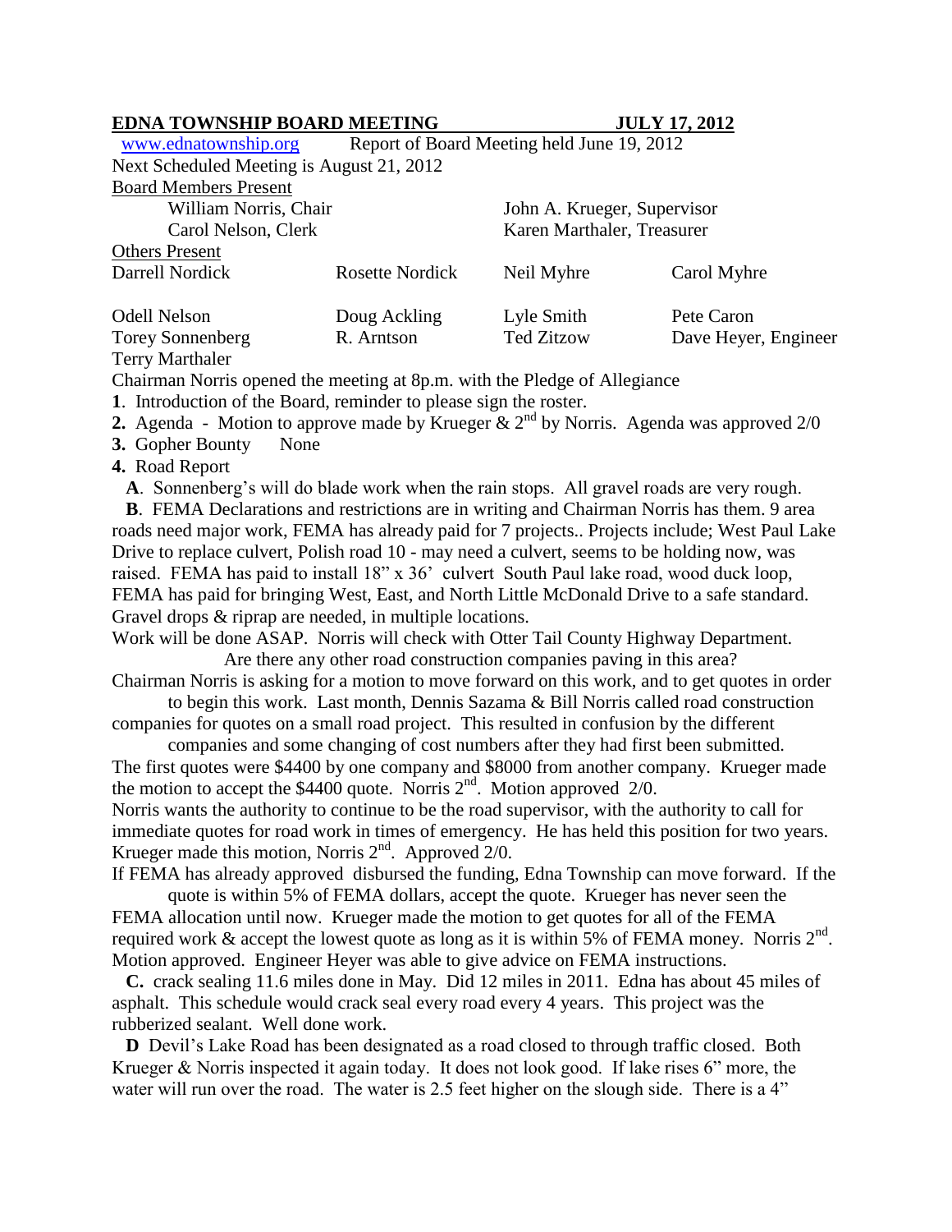**EDNA TOWNSHIP BOARD MEETING JULY 17, 2012**

www.ednatownship.org Report of Board Meeting held June 19, 2012

Next Scheduled Meeting is August 21, 2012

Board Members Present

| | |
|---|---|
| William Norris, Chair | John A. Krueger, Supervisor |
| Carol Nelson, Clerk | Karen Marthaler, Treasurer |

Others Present

| | | | |
|---|---|---|---|
| Darrell Nordick | Rosette Nordick | Neil Myhre | Carol Myhre |
| Odell Nelson | Doug Ackling | Lyle Smith | Pete Caron |
| Torey Sonnenberg | R. Arntson | Ted Zitzow | Dave Heyer, Engineer |
| Terry Marthaler | | | |

Chairman Norris opened the meeting at 8p.m. with the Pledge of Allegiance

**1**. Introduction of the Board, reminder to please sign the roster.

**2.** Agenda - Motion to approve made by Krueger & 2nd by Norris. Agenda was approved 2/0

**3.** Gopher Bounty None

**4.** Road Report

**A**. Sonnenberg's will do blade work when the rain stops. All gravel roads are very rough.

**B**. FEMA Declarations and restrictions are in writing and Chairman Norris has them. 9 area roads need major work, FEMA has already paid for 7 projects.. Projects include; West Paul Lake Drive to replace culvert, Polish road 10 - may need a culvert, seems to be holding now, was raised. FEMA has paid to install 18" x 36' culvert South Paul lake road, wood duck loop, FEMA has paid for bringing West, East, and North Little McDonald Drive to a safe standard. Gravel drops & riprap are needed, in multiple locations.

Work will be done ASAP. Norris will check with Otter Tail County Highway Department. Are there any other road construction companies paving in this area?

Chairman Norris is asking for a motion to move forward on this work, and to get quotes in order to begin this work. Last month, Dennis Sazama & Bill Norris called road construction companies for quotes on a small road project. This resulted in confusion by the different companies and some changing of cost numbers after they had first been submitted.

The first quotes were $4400 by one company and $8000 from another company. Krueger made the motion to accept the $4400 quote. Norris 2nd. Motion approved 2/0.

Norris wants the authority to continue to be the road supervisor, with the authority to call for immediate quotes for road work in times of emergency. He has held this position for two years. Krueger made this motion, Norris 2nd. Approved 2/0.

If FEMA has already approved disbursed the funding, Edna Township can move forward. If the quote is within 5% of FEMA dollars, accept the quote. Krueger has never seen the FEMA allocation until now. Krueger made the motion to get quotes for all of the FEMA required work & accept the lowest quote as long as it is within 5% of FEMA money. Norris 2nd. Motion approved. Engineer Heyer was able to give advice on FEMA instructions.

**C.** crack sealing 11.6 miles done in May. Did 12 miles in 2011. Edna has about 45 miles of asphalt. This schedule would crack seal every road every 4 years. This project was the rubberized sealant. Well done work.

**D** Devil's Lake Road has been designated as a road closed to through traffic closed. Both Krueger & Norris inspected it again today. It does not look good. If lake rises 6" more, the water will run over the road. The water is 2.5 feet higher on the slough side. There is a 4"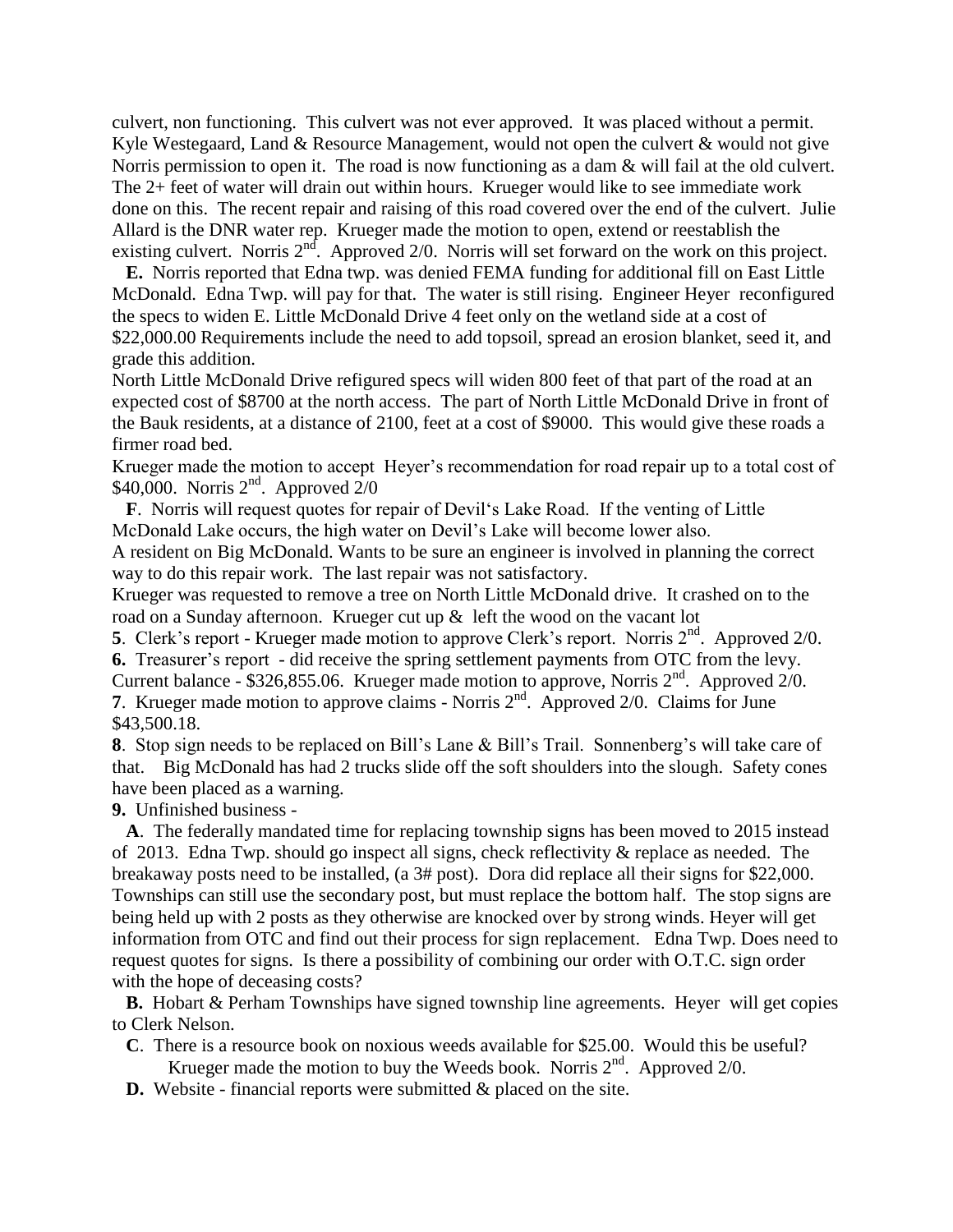culvert, non functioning. This culvert was not ever approved. It was placed without a permit. Kyle Westegaard, Land & Resource Management, would not open the culvert & would not give Norris permission to open it. The road is now functioning as a dam & will fail at the old culvert. The 2+ feet of water will drain out within hours. Krueger would like to see immediate work done on this. The recent repair and raising of this road covered over the end of the culvert. Julie Allard is the DNR water rep. Krueger made the motion to open, extend or reestablish the existing culvert. Norris 2nd. Approved 2/0. Norris will set forward on the work on this project.

**E.** Norris reported that Edna twp. was denied FEMA funding for additional fill on East Little McDonald. Edna Twp. will pay for that. The water is still rising. Engineer Heyer reconfigured the specs to widen E. Little McDonald Drive 4 feet only on the wetland side at a cost of $22,000.00 Requirements include the need to add topsoil, spread an erosion blanket, seed it, and grade this addition.

North Little McDonald Drive refigured specs will widen 800 feet of that part of the road at an expected cost of $8700 at the north access. The part of North Little McDonald Drive in front of the Bauk residents, at a distance of 2100, feet at a cost of $9000. This would give these roads a firmer road bed.

Krueger made the motion to accept Heyer's recommendation for road repair up to a total cost of $40,000. Norris 2nd. Approved 2/0

**F**. Norris will request quotes for repair of Devil's Lake Road. If the venting of Little McDonald Lake occurs, the high water on Devil's Lake will become lower also.

A resident on Big McDonald. Wants to be sure an engineer is involved in planning the correct way to do this repair work. The last repair was not satisfactory.

Krueger was requested to remove a tree on North Little McDonald drive. It crashed on to the road on a Sunday afternoon. Krueger cut up & left the wood on the vacant lot

**5**. Clerk's report - Krueger made motion to approve Clerk's report. Norris 2nd. Approved 2/0.

**6.** Treasurer's report - did receive the spring settlement payments from OTC from the levy. Current balance - $326,855.06. Krueger made motion to approve, Norris 2nd. Approved 2/0.

**7**. Krueger made motion to approve claims - Norris 2nd. Approved 2/0. Claims for June $43,500.18.

**8**. Stop sign needs to be replaced on Bill's Lane & Bill's Trail. Sonnenberg's will take care of that. Big McDonald has had 2 trucks slide off the soft shoulders into the slough. Safety cones have been placed as a warning.

**9.** Unfinished business -

**A**. The federally mandated time for replacing township signs has been moved to 2015 instead of 2013. Edna Twp. should go inspect all signs, check reflectivity & replace as needed. The breakaway posts need to be installed, (a 3# post). Dora did replace all their signs for $22,000. Townships can still use the secondary post, but must replace the bottom half. The stop signs are being held up with 2 posts as they otherwise are knocked over by strong winds. Heyer will get information from OTC and find out their process for sign replacement. Edna Twp. Does need to request quotes for signs. Is there a possibility of combining our order with O.T.C. sign order with the hope of deceasing costs?

**B.** Hobart & Perham Townships have signed township line agreements. Heyer will get copies to Clerk Nelson.

**C**. There is a resource book on noxious weeds available for $25.00. Would this be useful? Krueger made the motion to buy the Weeds book. Norris 2nd. Approved 2/0.

**D.** Website - financial reports were submitted & placed on the site.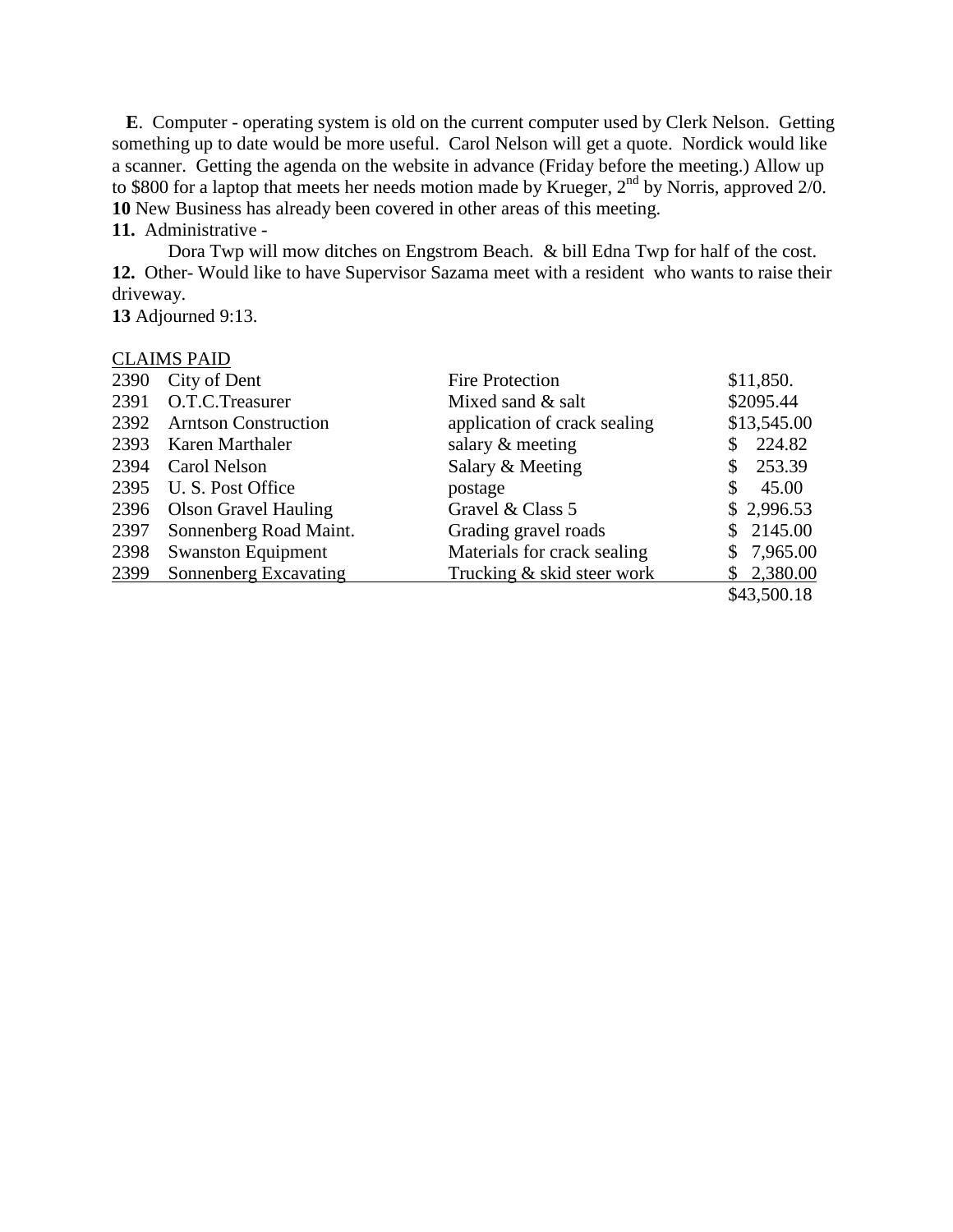**E**. Computer - operating system is old on the current computer used by Clerk Nelson. Getting something up to date would be more useful. Carol Nelson will get a quote. Nordick would like a scanner. Getting the agenda on the website in advance (Friday before the meeting.) Allow up to $800 for a laptop that meets her needs motion made by Krueger, 2nd by Norris, approved 2/0.

**10** New Business has already been covered in other areas of this meeting.

**11.** Administrative -

Dora Twp will mow ditches on Engstrom Beach. & bill Edna Twp for half of the cost.

**12.** Other- Would like to have Supervisor Sazama meet with a resident who wants to raise their driveway.

**13** Adjourned 9:13.

CLAIMS PAID

| | | | |
|---|---|---|---|
| 2390 | City of Dent | Fire Protection | $11,850. |
| 2391 | O.T.C.Treasurer | Mixed sand & salt | $2095.44 |
| 2392 | Arntson Construction | application of crack sealing | $13,545.00 |
| 2393 | Karen Marthaler | salary & meeting | $ 224.82 |
| 2394 | Carol Nelson | Salary & Meeting | $ 253.39 |
| 2395 | U. S. Post Office | postage | $ 45.00 |
| 2396 | Olson Gravel Hauling | Gravel & Class 5 | $ 2,996.53 |
| 2397 | Sonnenberg Road Maint. | Grading gravel roads | $ 2145.00 |
| 2398 | Swanston Equipment | Materials for crack sealing | $ 7,965.00 |
| 2399 | Sonnenberg Excavating | Trucking & skid steer work | $ 2,380.00 |
| | | | $43,500.18 |